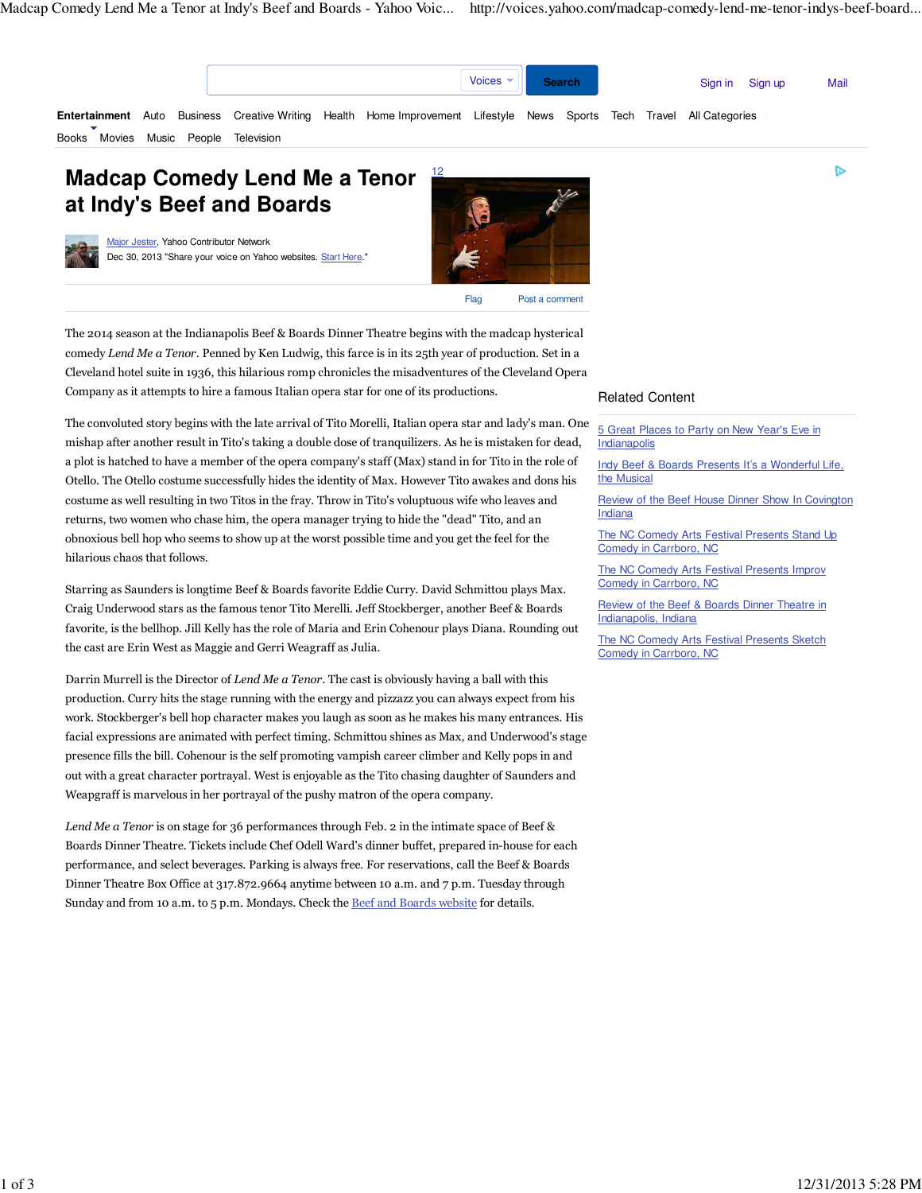Voices Search Sign in Sign up Mail

Entertainment Auto Business Creative Writing Health Home Improvement Lifestyle News Sports Tech Travel All Categories

Books Movies Music People Television

# Madcap Comedy Lend Me a Tenor at Indy's Beef and Boards

12

Major Jester, Yahoo Contributor Network
Dec 30, 2013 "Share your voice on Yahoo websites. Start Here."

Flag Post a comment

The 2014 season at the Indianapolis Beef & Boards Dinner Theatre begins with the madcap hysterical comedy *Lend Me a Tenor*. Penned by Ken Ludwig, this farce is in its 25th year of production. Set in a Cleveland hotel suite in 1936, this hilarious romp chronicles the misadventures of the Cleveland Opera Company as it attempts to hire a famous Italian opera star for one of its productions.

The convoluted story begins with the late arrival of Tito Morelli, Italian opera star and lady's man. One mishap after another result in Tito's taking a double dose of tranquilizers. As he is mistaken for dead, a plot is hatched to have a member of the opera company's staff (Max) stand in for Tito in the role of Otello. The Otello costume successfully hides the identity of Max. However Tito awakes and dons his costume as well resulting in two Titos in the fray. Throw in Tito's voluptuous wife who leaves and returns, two women who chase him, the opera manager trying to hide the "dead" Tito, and an obnoxious bell hop who seems to show up at the worst possible time and you get the feel for the hilarious chaos that follows.

Starring as Saunders is longtime Beef & Boards favorite Eddie Curry. David Schmittou plays Max. Craig Underwood stars as the famous tenor Tito Merelli. Jeff Stockberger, another Beef & Boards favorite, is the bellhop. Jill Kelly has the role of Maria and Erin Cohenour plays Diana. Rounding out the cast are Erin West as Maggie and Gerri Weagraff as Julia.

Darrin Murrell is the Director of *Lend Me a Tenor*. The cast is obviously having a ball with this production. Curry hits the stage running with the energy and pizzazz you can always expect from his work. Stockberger's bell hop character makes you laugh as soon as he makes his many entrances. His facial expressions are animated with perfect timing. Schmittou shines as Max, and Underwood's stage presence fills the bill. Cohenour is the self promoting vampish career climber and Kelly pops in and out with a great character portrayal. West is enjoyable as the Tito chasing daughter of Saunders and Weapgraff is marvelous in her portrayal of the pushy matron of the opera company.

*Lend Me a Tenor* is on stage for 36 performances through Feb. 2 in the intimate space of Beef & Boards Dinner Theatre. Tickets include Chef Odell Ward's dinner buffet, prepared in-house for each performance, and select beverages. Parking is always free. For reservations, call the Beef & Boards Dinner Theatre Box Office at 317.872.9664 anytime between 10 a.m. and 7 p.m. Tuesday through Sunday and from 10 a.m. to 5 p.m. Mondays. Check the Beef and Boards website for details.

## Related Content

- 5 Great Places to Party on New Year's Eve in Indianapolis
- Indy Beef & Boards Presents It's a Wonderful Life, the Musical
- Review of the Beef House Dinner Show In Covington Indiana
- The NC Comedy Arts Festival Presents Stand Up Comedy in Carrboro, NC
- The NC Comedy Arts Festival Presents Improv Comedy in Carrboro, NC
- Review of the Beef & Boards Dinner Theatre in Indianapolis, Indiana
- The NC Comedy Arts Festival Presents Sketch Comedy in Carrboro, NC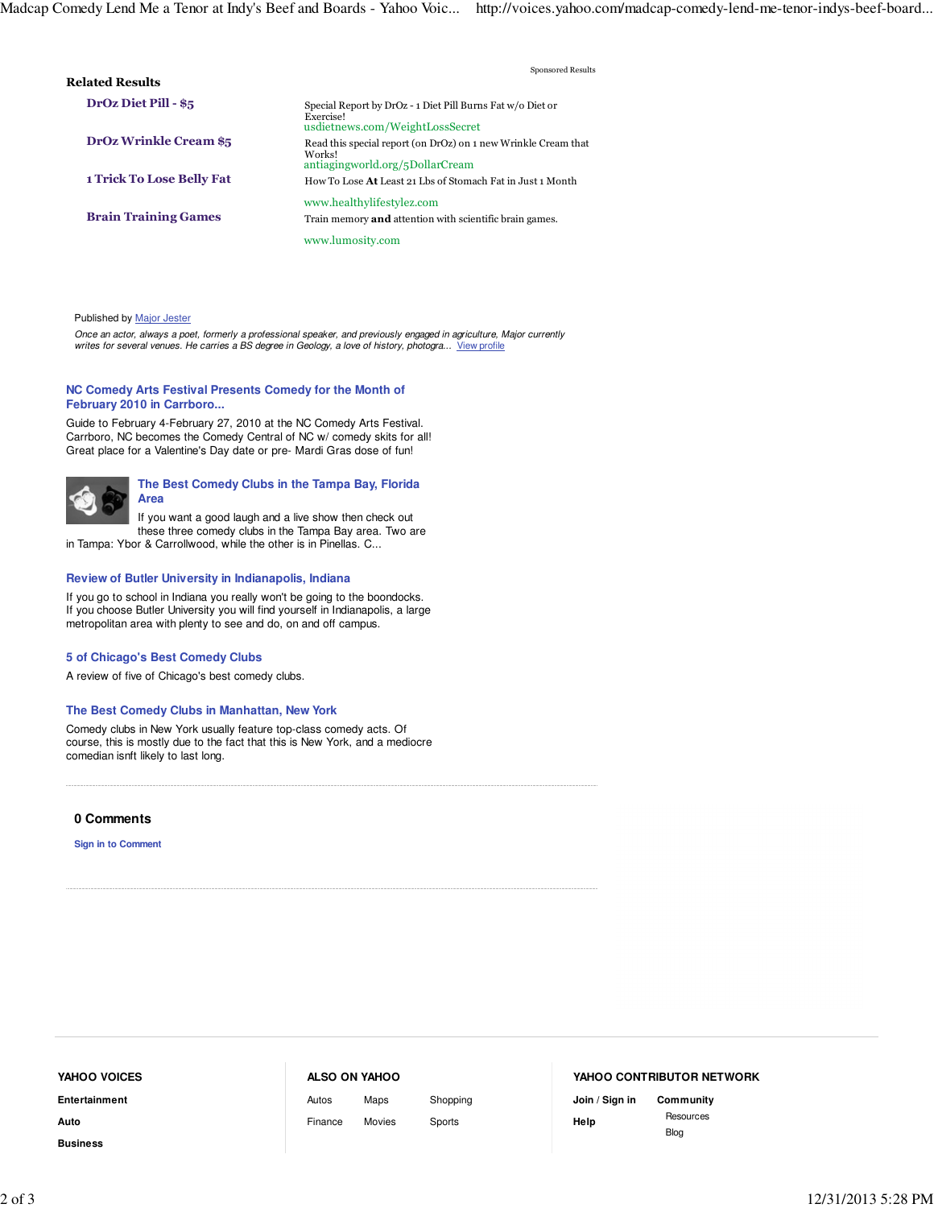Sponsored Results

**Related Results**

**DrOz Diet Pill - $5**
Special Report by DrOz - 1 Diet Pill Burns Fat w/o Diet or Exercise!
usdietnews.com/WeightLossSecret

**DrOz Wrinkle Cream $5**
Read this special report (on DrOz) on 1 new Wrinkle Cream that Works!
antiagingworld.org/5DollarCream

**1 Trick To Lose Belly Fat**
How To Lose **At** Least 21 Lbs of Stomach Fat in Just 1 Month
www.healthylifestylez.com

**Brain Training Games**
Train memory **and** attention with scientific brain games.
www.lumosity.com

Published by Major Jester

*Once an actor, always a poet, formerly a professional speaker, and previously engaged in agriculture, Major currently writes for several venues. He carries a BS degree in Geology, a love of history, photogra...* View profile

**NC Comedy Arts Festival Presents Comedy for the Month of February 2010 in Carrboro...**

Guide to February 4-February 27, 2010 at the NC Comedy Arts Festival. Carrboro, NC becomes the Comedy Central of NC w/ comedy skits for all! Great place for a Valentine's Day date or pre- Mardi Gras dose of fun!

**The Best Comedy Clubs in the Tampa Bay, Florida Area**

If you want a good laugh and a live show then check out these three comedy clubs in the Tampa Bay area. Two are in Tampa: Ybor & Carrollwood, while the other is in Pinellas. C...

**Review of Butler University in Indianapolis, Indiana**

If you go to school in Indiana you really won't be going to the boondocks. If you choose Butler University you will find yourself in Indianapolis, a large metropolitan area with plenty to see and do, on and off campus.

**5 of Chicago's Best Comedy Clubs**

A review of five of Chicago's best comedy clubs.

**The Best Comedy Clubs in Manhattan, New York**

Comedy clubs in New York usually feature top-class comedy acts. Of course, this is mostly due to the fact that this is New York, and a mediocre comedian isnft likely to last long.

**0 Comments**

Sign in to Comment

**YAHOO VOICES**

Entertainment
Auto
Business

**ALSO ON YAHOO**

Autos | Maps | Shopping
Finance | Movies | Sports

**YAHOO CONTRIBUTOR NETWORK**

Join / Sign in
Help
Community
Resources
Blog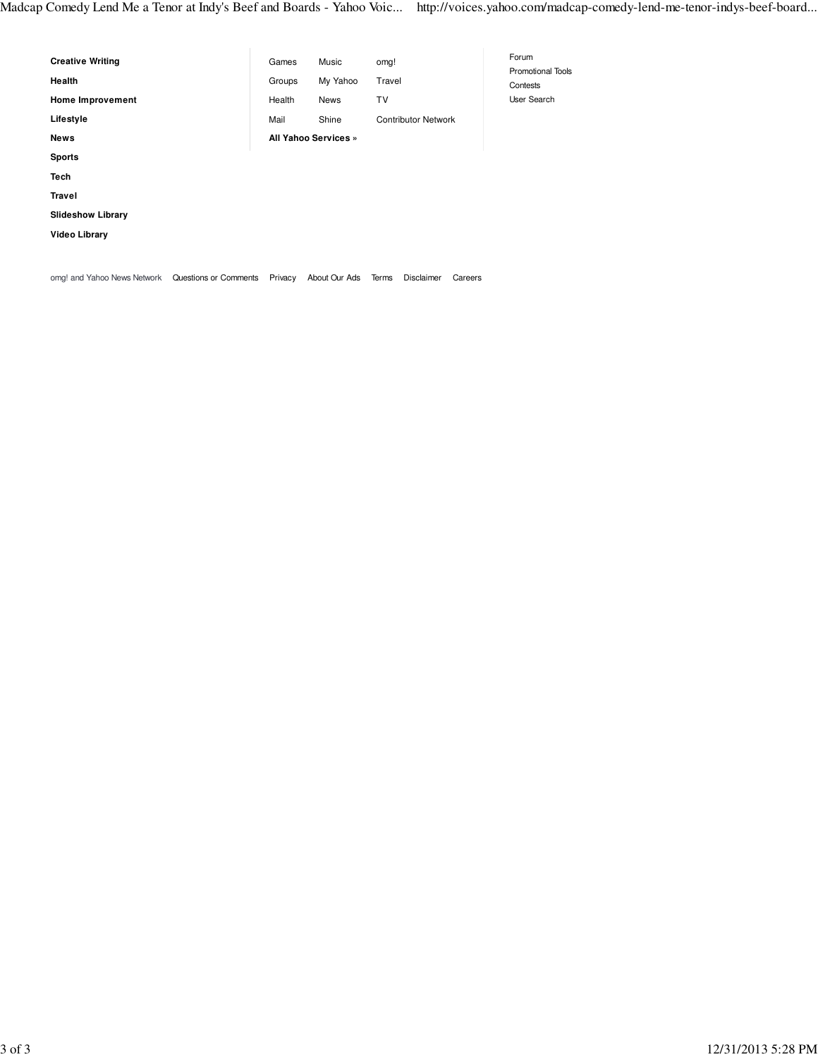**Creative Writing**

**Health**

**Home Improvement**

**Lifestyle**

**News**

**Sports**

**Tech**

**Travel**

**Slideshow Library**

**Video Library**

Games Music omg!

Groups My Yahoo Travel

Health News TV

Mail Shine Contributor Network

**All Yahoo Services »**

Forum

Promotional Tools

Contests

User Search

omg! and Yahoo News Network Questions or Comments Privacy About Our Ads Terms Disclaimer Careers